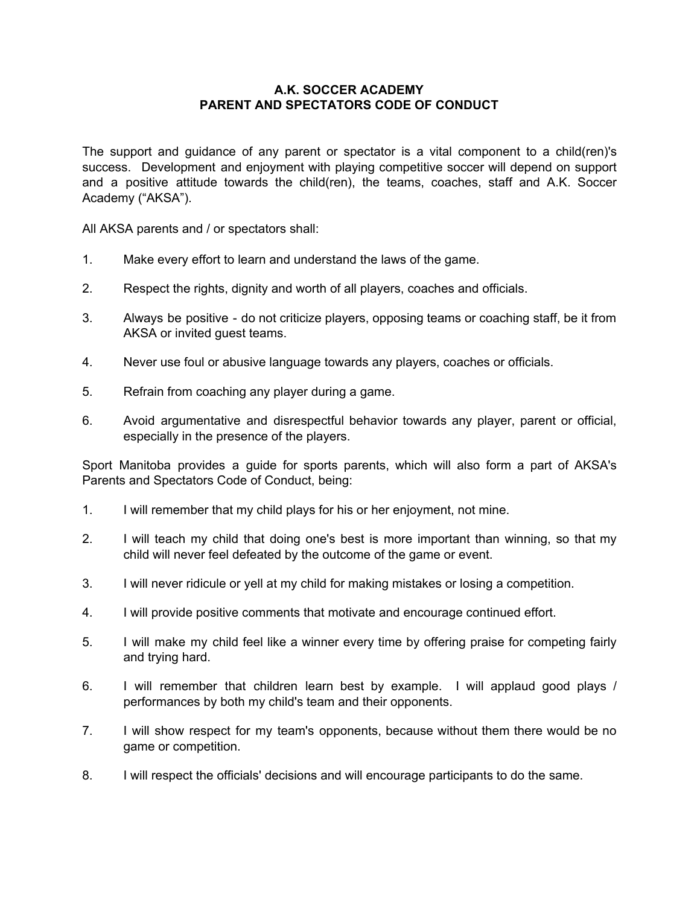# A.K. SOCCER ACADEMY
# PARENT AND SPECTATORS CODE OF CONDUCT

The support and guidance of any parent or spectator is a vital component to a child(ren)'s success. Development and enjoyment with playing competitive soccer will depend on support and a positive attitude towards the child(ren), the teams, coaches, staff and A.K. Soccer Academy (“AKSA”).

All AKSA parents and / or spectators shall:

1. Make every effort to learn and understand the laws of the game.
2. Respect the rights, dignity and worth of all players, coaches and officials.
3. Always be positive - do not criticize players, opposing teams or coaching staff, be it from AKSA or invited guest teams.
4. Never use foul or abusive language towards any players, coaches or officials.
5. Refrain from coaching any player during a game.
6. Avoid argumentative and disrespectful behavior towards any player, parent or official, especially in the presence of the players.

Sport Manitoba provides a guide for sports parents, which will also form a part of AKSA's Parents and Spectators Code of Conduct, being:

1. I will remember that my child plays for his or her enjoyment, not mine.
2. I will teach my child that doing one's best is more important than winning, so that my child will never feel defeated by the outcome of the game or event.
3. I will never ridicule or yell at my child for making mistakes or losing a competition.
4. I will provide positive comments that motivate and encourage continued effort.
5. I will make my child feel like a winner every time by offering praise for competing fairly and trying hard.
6. I will remember that children learn best by example. I will applaud good plays / performances by both my child's team and their opponents.
7. I will show respect for my team's opponents, because without them there would be no game or competition.
8. I will respect the officials' decisions and will encourage participants to do the same.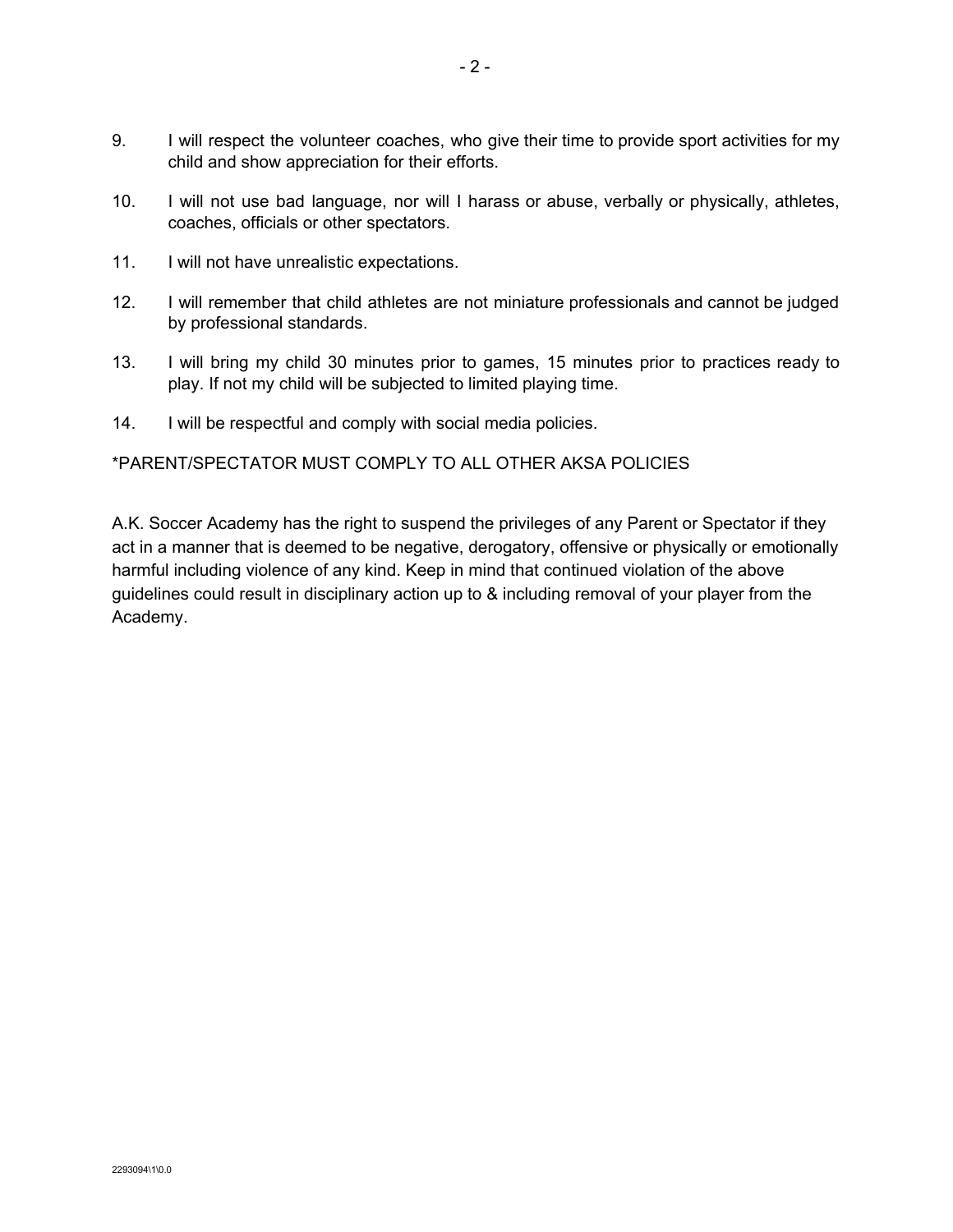9. I will respect the volunteer coaches, who give their time to provide sport activities for my child and show appreciation for their efforts.

10. I will not use bad language, nor will I harass or abuse, verbally or physically, athletes, coaches, officials or other spectators.

11. I will not have unrealistic expectations.

12. I will remember that child athletes are not miniature professionals and cannot be judged by professional standards.

13. I will bring my child 30 minutes prior to games, 15 minutes prior to practices ready to play. If not my child will be subjected to limited playing time.

14. I will be respectful and comply with social media policies.

*PARENT/SPECTATOR MUST COMPLY TO ALL OTHER AKSA POLICIES

A.K. Soccer Academy has the right to suspend the privileges of any Parent or Spectator if they act in a manner that is deemed to be negative, derogatory, offensive or physically or emotionally harmful including violence of any kind. Keep in mind that continued violation of the above guidelines could result in disciplinary action up to & including removal of your player from the Academy.

2293094\1\0.0